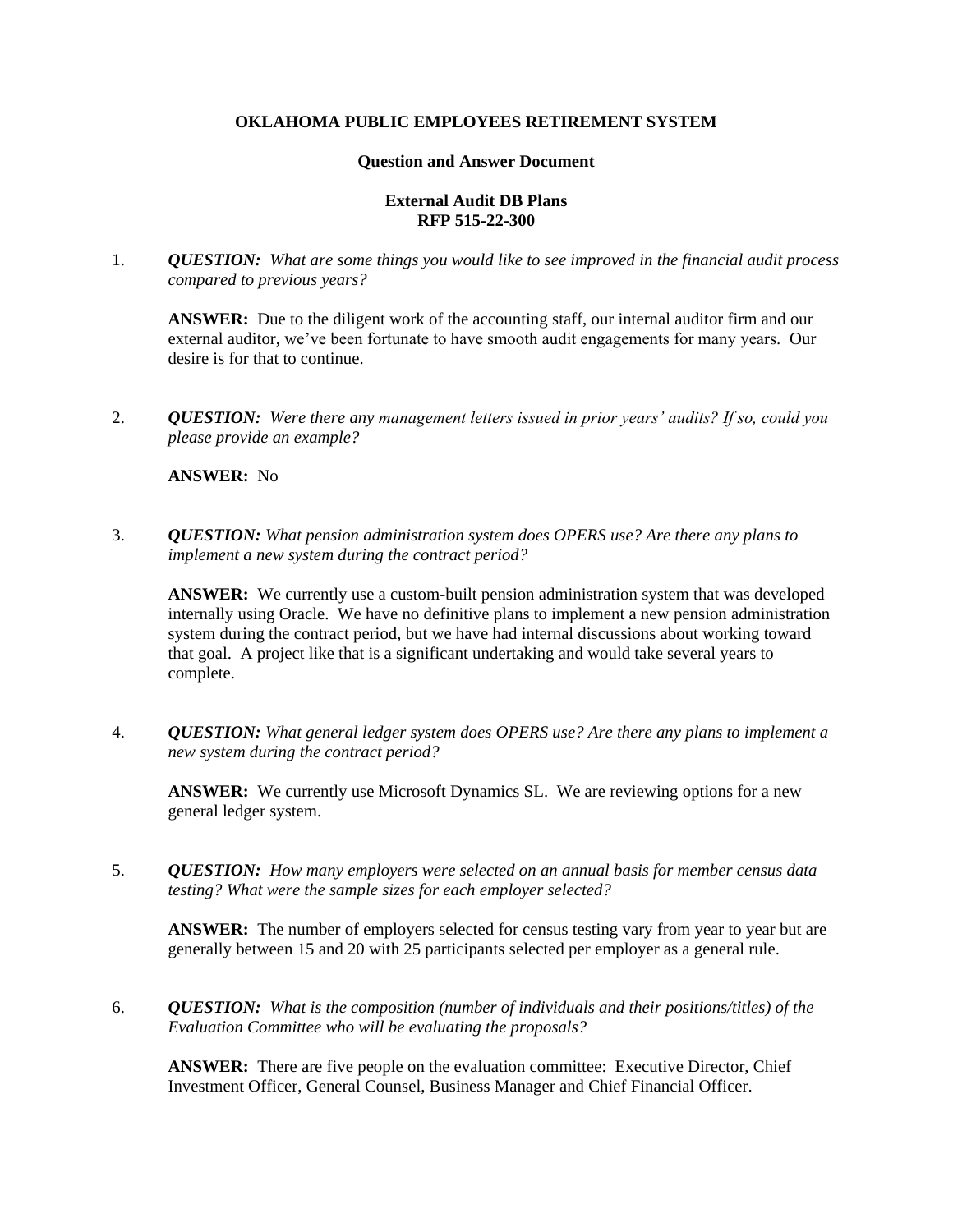**OKLAHOMA PUBLIC EMPLOYEES RETIREMENT SYSTEM**

**Question and Answer Document**

**External Audit DB Plans**
**RFP 515-22-300**

1. ***QUESTION:*** *What are some things you would like to see improved in the financial audit process compared to previous years?*

   **ANSWER:** Due to the diligent work of the accounting staff, our internal auditor firm and our external auditor, we've been fortunate to have smooth audit engagements for many years. Our desire is for that to continue.

2. ***QUESTION:*** *Were there any management letters issued in prior years' audits? If so, could you please provide an example?*

   **ANSWER:** No

3. ***QUESTION:*** *What pension administration system does OPERS use? Are there any plans to implement a new system during the contract period?*

   **ANSWER:** We currently use a custom-built pension administration system that was developed internally using Oracle. We have no definitive plans to implement a new pension administration system during the contract period, but we have had internal discussions about working toward that goal. A project like that is a significant undertaking and would take several years to complete.

4. ***QUESTION:*** *What general ledger system does OPERS use? Are there any plans to implement a new system during the contract period?*

   **ANSWER:** We currently use Microsoft Dynamics SL. We are reviewing options for a new general ledger system.

5. ***QUESTION:*** *How many employers were selected on an annual basis for member census data testing? What were the sample sizes for each employer selected?*

   **ANSWER:** The number of employers selected for census testing vary from year to year but are generally between 15 and 20 with 25 participants selected per employer as a general rule.

6. ***QUESTION:*** *What is the composition (number of individuals and their positions/titles) of the Evaluation Committee who will be evaluating the proposals?*

   **ANSWER:** There are five people on the evaluation committee: Executive Director, Chief Investment Officer, General Counsel, Business Manager and Chief Financial Officer.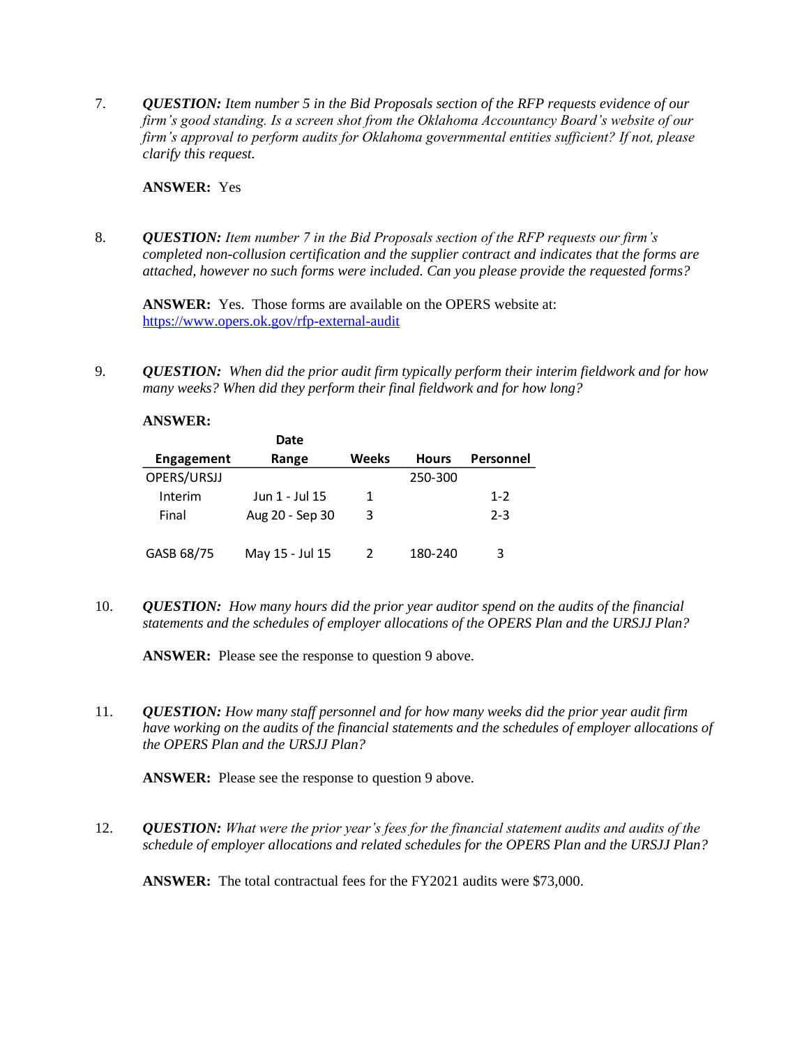7. ***QUESTION:*** *Item number 5 in the Bid Proposals section of the RFP requests evidence of our firm's good standing. Is a screen shot from the Oklahoma Accountancy Board's website of our firm's approval to perform audits for Oklahoma governmental entities sufficient? If not, please clarify this request.*

   **ANSWER:** Yes

8. ***QUESTION:*** *Item number 7 in the Bid Proposals section of the RFP requests our firm's completed non-collusion certification and the supplier contract and indicates that the forms are attached, however no such forms were included. Can you please provide the requested forms?*

   **ANSWER:** Yes. Those forms are available on the OPERS website at: [https://www.opers.ok.gov/rfp-external-audit](https://www.opers.ok.gov/rfp-external-audit)

9. ***QUESTION:*** *When did the prior audit firm typically perform their interim fieldwork and for how many weeks? When did they perform their final fieldwork and for how long?*

   **ANSWER:**

| Engagement | Date Range | Weeks | Hours | Personnel |
|---|---|---|---|---|
| OPERS/URSJJ | | | 250-300 | |
| Interim | Jun 1 - Jul 15 | 1 | | 1-2 |
| Final | Aug 20 - Sep 30 | 3 | | 2-3 |
| GASB 68/75 | May 15 - Jul 15 | 2 | 180-240 | 3 |

10. ***QUESTION:*** *How many hours did the prior year auditor spend on the audits of the financial statements and the schedules of employer allocations of the OPERS Plan and the URSJJ Plan?*

    **ANSWER:** Please see the response to question 9 above.

11. ***QUESTION:*** *How many staff personnel and for how many weeks did the prior year audit firm have working on the audits of the financial statements and the schedules of employer allocations of the OPERS Plan and the URSJJ Plan?*

    **ANSWER:** Please see the response to question 9 above.

12. ***QUESTION:*** *What were the prior year's fees for the financial statement audits and audits of the schedule of employer allocations and related schedules for the OPERS Plan and the URSJJ Plan?*

    **ANSWER:** The total contractual fees for the FY2021 audits were $73,000.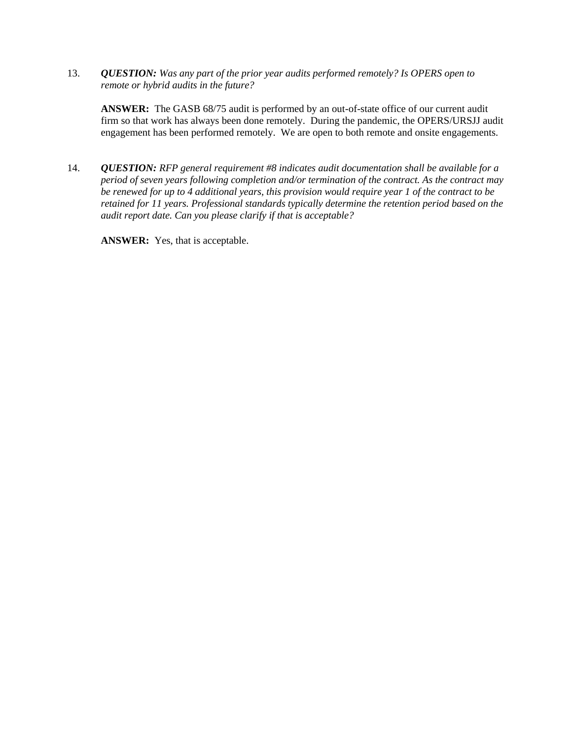13. ***QUESTION:*** *Was any part of the prior year audits performed remotely? Is OPERS open to remote or hybrid audits in the future?*

    **ANSWER:** The GASB 68/75 audit is performed by an out-of-state office of our current audit firm so that work has always been done remotely. During the pandemic, the OPERS/URSJJ audit engagement has been performed remotely. We are open to both remote and onsite engagements.

14. ***QUESTION:*** *RFP general requirement #8 indicates audit documentation shall be available for a period of seven years following completion and/or termination of the contract. As the contract may be renewed for up to 4 additional years, this provision would require year 1 of the contract to be retained for 11 years. Professional standards typically determine the retention period based on the audit report date. Can you please clarify if that is acceptable?*

    **ANSWER:** Yes, that is acceptable.